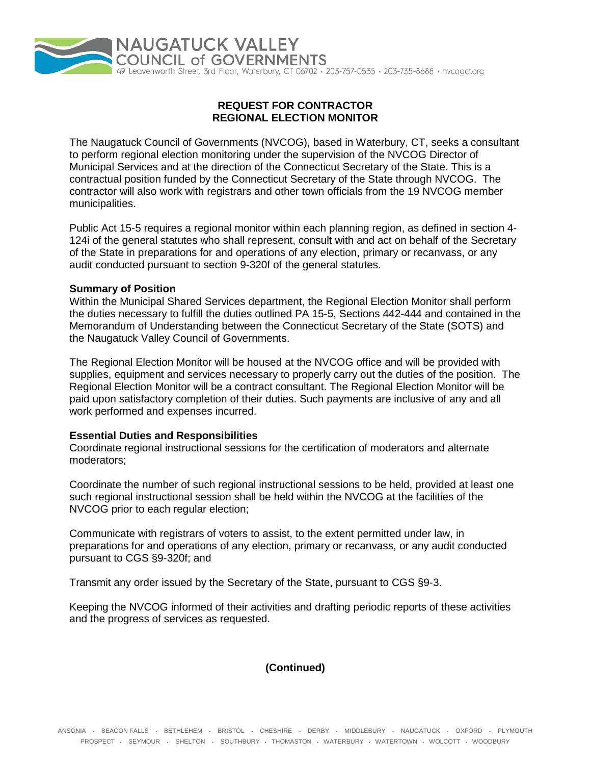# REQUEST FOR CONTRACTOR
# REGIONAL ELECTION MONITOR

The Naugatuck Council of Governments (NVCOG), based in Waterbury, CT, seeks a consultant to perform regional election monitoring under the supervision of the NVCOG Director of Municipal Services and at the direction of the Connecticut Secretary of the State. This is a contractual position funded by the Connecticut Secretary of the State through NVCOG. The contractor will also work with registrars and other town officials from the 19 NVCOG member municipalities.

Public Act 15-5 requires a regional monitor within each planning region, as defined in section 4-124i of the general statutes who shall represent, consult with and act on behalf of the Secretary of the State in preparations for and operations of any election, primary or recanvass, or any audit conducted pursuant to section 9-320f of the general statutes.

**Summary of Position**

Within the Municipal Shared Services department, the Regional Election Monitor shall perform the duties necessary to fulfill the duties outlined PA 15-5, Sections 442-444 and contained in the Memorandum of Understanding between the Connecticut Secretary of the State (SOTS) and the Naugatuck Valley Council of Governments.

The Regional Election Monitor will be housed at the NVCOG office and will be provided with supplies, equipment and services necessary to properly carry out the duties of the position. The Regional Election Monitor will be a contract consultant. The Regional Election Monitor will be paid upon satisfactory completion of their duties. Such payments are inclusive of any and all work performed and expenses incurred.

**Essential Duties and Responsibilities**

Coordinate regional instructional sessions for the certification of moderators and alternate moderators;

Coordinate the number of such regional instructional sessions to be held, provided at least one such regional instructional session shall be held within the NVCOG at the facilities of the NVCOG prior to each regular election;

Communicate with registrars of voters to assist, to the extent permitted under law, in preparations for and operations of any election, primary or recanvass, or any audit conducted pursuant to CGS §9-320f; and

Transmit any order issued by the Secretary of the State, pursuant to CGS §9-3.

Keeping the NVCOG informed of their activities and drafting periodic reports of these activities and the progress of services as requested.

**(Continued)**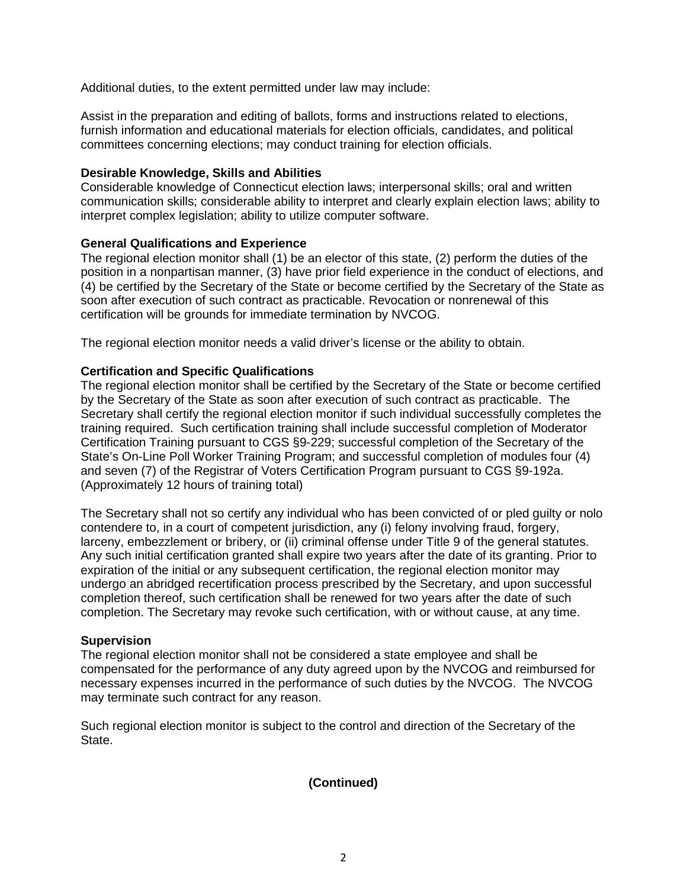Additional duties, to the extent permitted under law may include:

Assist in the preparation and editing of ballots, forms and instructions related to elections, furnish information and educational materials for election officials, candidates, and political committees concerning elections; may conduct training for election officials.

**Desirable Knowledge, Skills and Abilities**
Considerable knowledge of Connecticut election laws; interpersonal skills; oral and written communication skills; considerable ability to interpret and clearly explain election laws; ability to interpret complex legislation; ability to utilize computer software.

**General Qualifications and Experience**
The regional election monitor shall (1) be an elector of this state, (2) perform the duties of the position in a nonpartisan manner, (3) have prior field experience in the conduct of elections, and (4) be certified by the Secretary of the State or become certified by the Secretary of the State as soon after execution of such contract as practicable. Revocation or nonrenewal of this certification will be grounds for immediate termination by NVCOG.

The regional election monitor needs a valid driver's license or the ability to obtain.

**Certification and Specific Qualifications**
The regional election monitor shall be certified by the Secretary of the State or become certified by the Secretary of the State as soon after execution of such contract as practicable. The Secretary shall certify the regional election monitor if such individual successfully completes the training required. Such certification training shall include successful completion of Moderator Certification Training pursuant to CGS §9-229; successful completion of the Secretary of the State's On-Line Poll Worker Training Program; and successful completion of modules four (4) and seven (7) of the Registrar of Voters Certification Program pursuant to CGS §9-192a. (Approximately 12 hours of training total)

The Secretary shall not so certify any individual who has been convicted of or pled guilty or nolo contendere to, in a court of competent jurisdiction, any (i) felony involving fraud, forgery, larceny, embezzlement or bribery, or (ii) criminal offense under Title 9 of the general statutes. Any such initial certification granted shall expire two years after the date of its granting. Prior to expiration of the initial or any subsequent certification, the regional election monitor may undergo an abridged recertification process prescribed by the Secretary, and upon successful completion thereof, such certification shall be renewed for two years after the date of such completion. The Secretary may revoke such certification, with or without cause, at any time.

**Supervision**
The regional election monitor shall not be considered a state employee and shall be compensated for the performance of any duty agreed upon by the NVCOG and reimbursed for necessary expenses incurred in the performance of such duties by the NVCOG. The NVCOG may terminate such contract for any reason.

Such regional election monitor is subject to the control and direction of the Secretary of the State.

**(Continued)**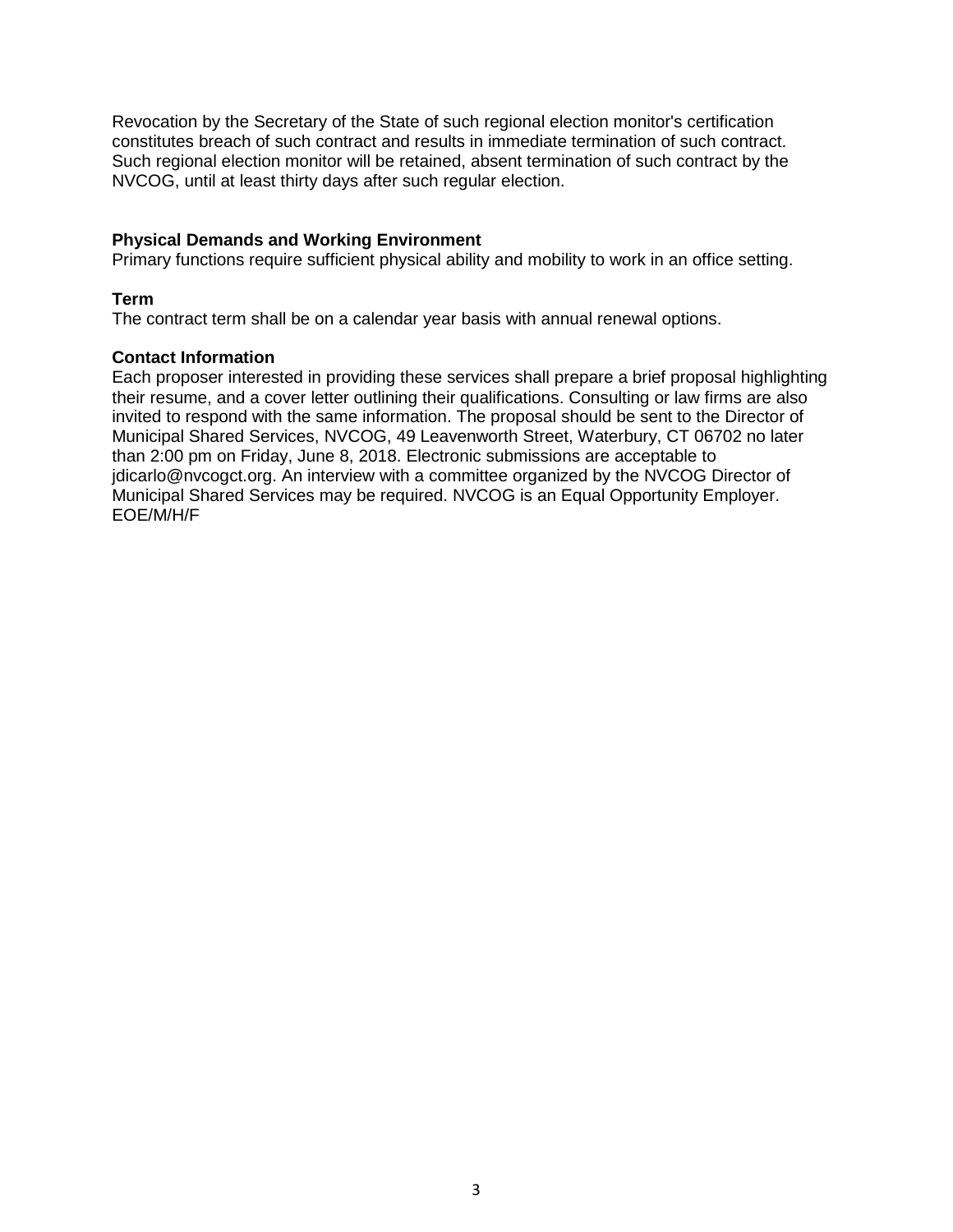Revocation by the Secretary of the State of such regional election monitor's certification constitutes breach of such contract and results in immediate termination of such contract. Such regional election monitor will be retained, absent termination of such contract by the NVCOG, until at least thirty days after such regular election.

**Physical Demands and Working Environment**

Primary functions require sufficient physical ability and mobility to work in an office setting.

**Term**

The contract term shall be on a calendar year basis with annual renewal options.

**Contact Information**

Each proposer interested in providing these services shall prepare a brief proposal highlighting their resume, and a cover letter outlining their qualifications. Consulting or law firms are also invited to respond with the same information. The proposal should be sent to the Director of Municipal Shared Services, NVCOG, 49 Leavenworth Street, Waterbury, CT 06702 no later than 2:00 pm on Friday, June 8, 2018. Electronic submissions are acceptable to jdicarlo@nvcogct.org. An interview with a committee organized by the NVCOG Director of Municipal Shared Services may be required. NVCOG is an Equal Opportunity Employer. EOE/M/H/F